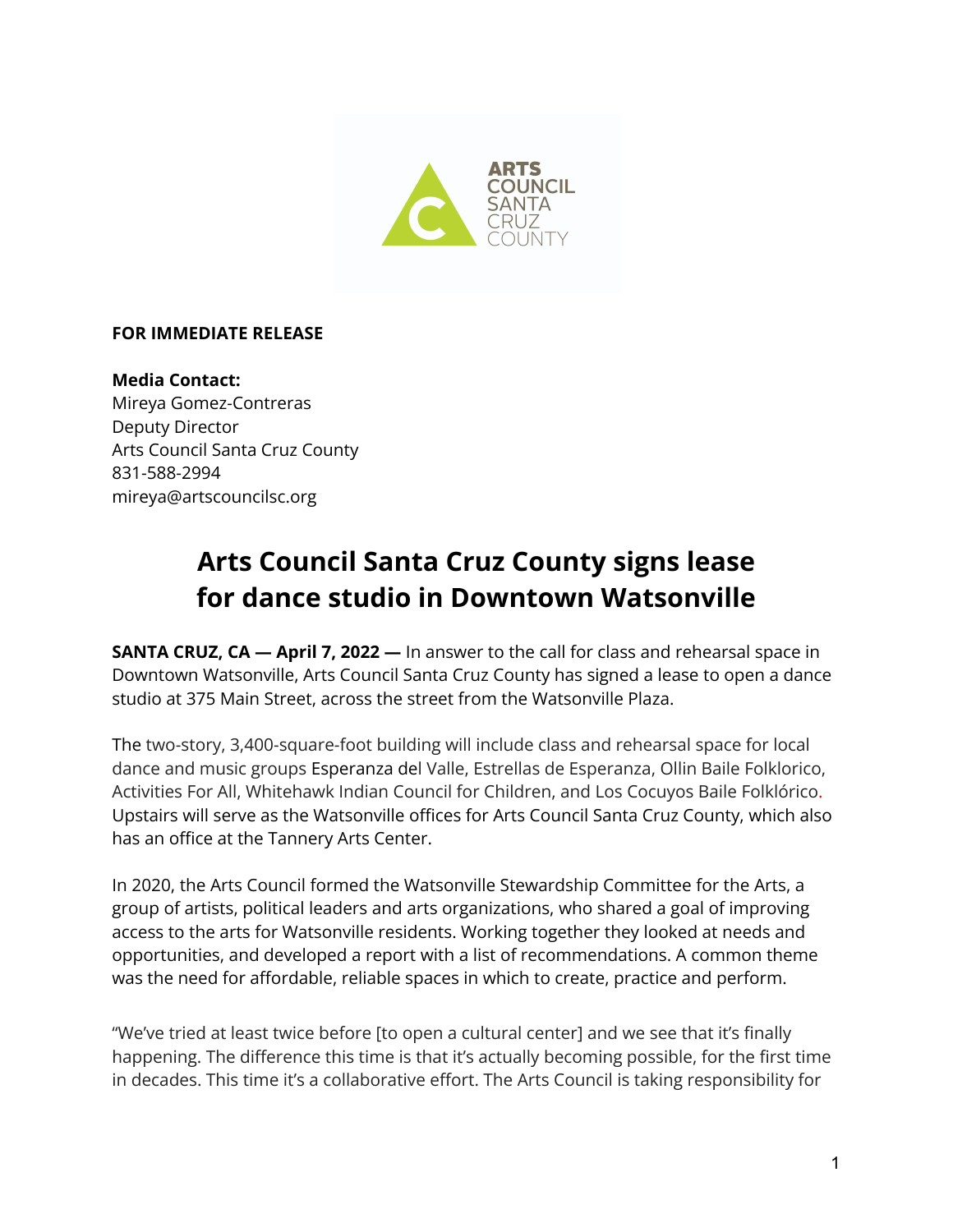**FOR IMMEDIATE RELEASE**

**Media Contact:**
Mireya Gomez-Contreras
Deputy Director
Arts Council Santa Cruz County
831-588-2994
mireya@artscouncilsc.org

# Arts Council Santa Cruz County signs lease for dance studio in Downtown Watsonville

**SANTA CRUZ, CA — April 7, 2022 —** In answer to the call for class and rehearsal space in Downtown Watsonville, Arts Council Santa Cruz County has signed a lease to open a dance studio at 375 Main Street, across the street from the Watsonville Plaza.

The two-story, 3,400-square-foot building will include class and rehearsal space for local dance and music groups Esperanza del Valle, Estrellas de Esperanza, Ollin Baile Folklorico, Activities For All, Whitehawk Indian Council for Children, and Los Cocuyos Baile Folklórico. Upstairs will serve as the Watsonville offices for Arts Council Santa Cruz County, which also has an office at the Tannery Arts Center.

In 2020, the Arts Council formed the Watsonville Stewardship Committee for the Arts, a group of artists, political leaders and arts organizations, who shared a goal of improving access to the arts for Watsonville residents. Working together they looked at needs and opportunities, and developed a report with a list of recommendations. A common theme was the need for affordable, reliable spaces in which to create, practice and perform.

"We've tried at least twice before [to open a cultural center] and we see that it's finally happening. The difference this time is that it's actually becoming possible, for the first time in decades. This time it's a collaborative effort. The Arts Council is taking responsibility for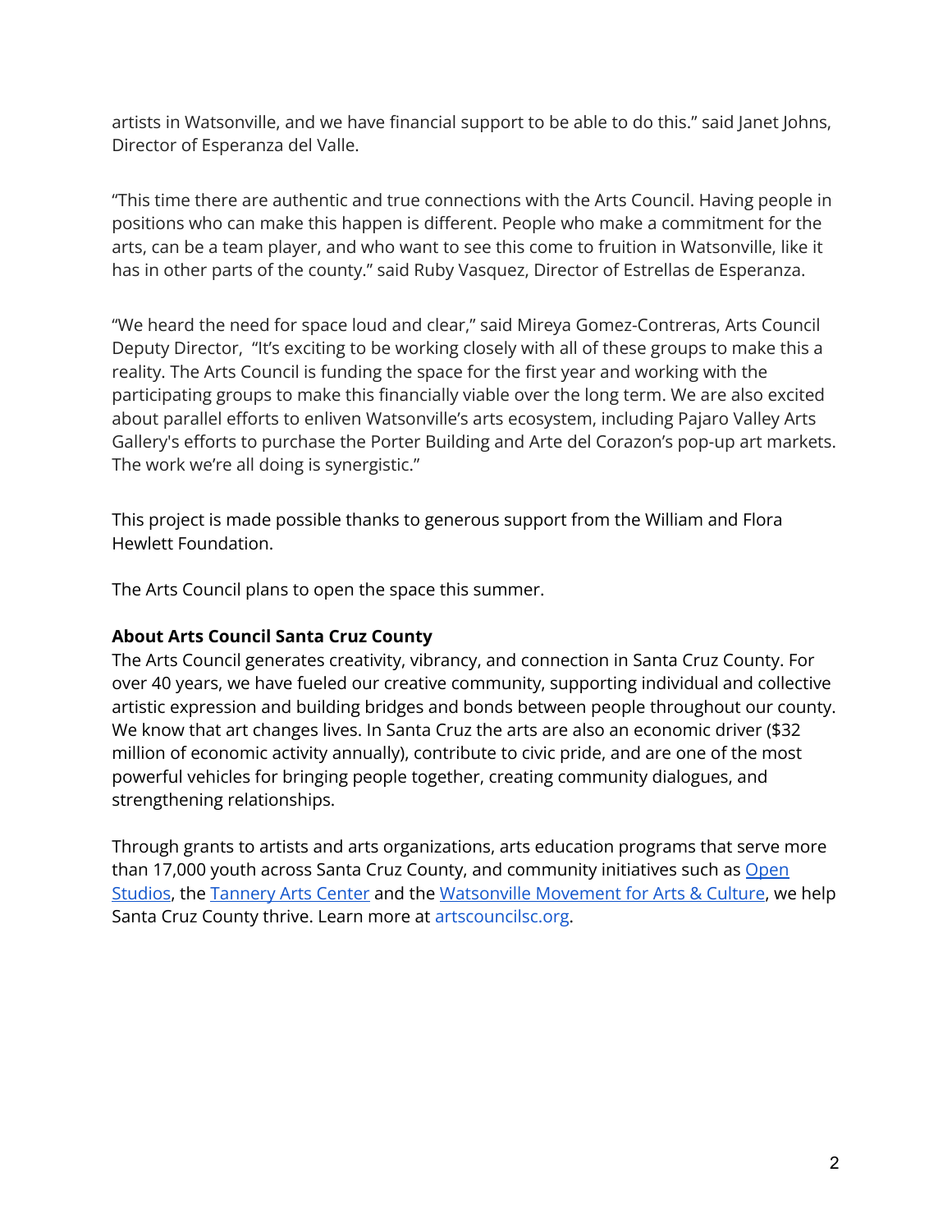artists in Watsonville, and we have financial support to be able to do this." said Janet Johns, Director of Esperanza del Valle.

"This time there are authentic and true connections with the Arts Council. Having people in positions who can make this happen is different. People who make a commitment for the arts, can be a team player, and who want to see this come to fruition in Watsonville, like it has in other parts of the county." said Ruby Vasquez, Director of Estrellas de Esperanza.

"We heard the need for space loud and clear," said Mireya Gomez-Contreras, Arts Council Deputy Director, "It's exciting to be working closely with all of these groups to make this a reality. The Arts Council is funding the space for the first year and working with the participating groups to make this financially viable over the long term. We are also excited about parallel efforts to enliven Watsonville's arts ecosystem, including Pajaro Valley Arts Gallery's efforts to purchase the Porter Building and Arte del Corazon's pop-up art markets. The work we're all doing is synergistic."

This project is made possible thanks to generous support from the William and Flora Hewlett Foundation.

The Arts Council plans to open the space this summer.

**About Arts Council Santa Cruz County**

The Arts Council generates creativity, vibrancy, and connection in Santa Cruz County. For over 40 years, we have fueled our creative community, supporting individual and collective artistic expression and building bridges and bonds between people throughout our county. We know that art changes lives. In Santa Cruz the arts are also an economic driver ($32 million of economic activity annually), contribute to civic pride, and are one of the most powerful vehicles for bringing people together, creating community dialogues, and strengthening relationships.

Through grants to artists and arts organizations, arts education programs that serve more than 17,000 youth across Santa Cruz County, and community initiatives such as Open Studios, the Tannery Arts Center and the Watsonville Movement for Arts & Culture, we help Santa Cruz County thrive. Learn more at artscouncilsc.org.